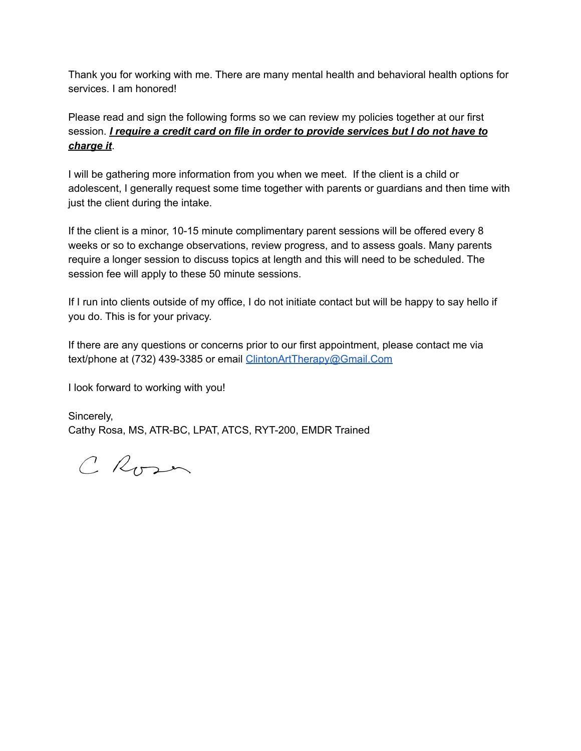Thank you for working with me. There are many mental health and behavioral health options for services. I am honored!

Please read and sign the following forms so we can review my policies together at our first session. ***I require a credit card on file in order to provide services but I do not have to charge it***.

I will be gathering more information from you when we meet. If the client is a child or adolescent, I generally request some time together with parents or guardians and then time with just the client during the intake.

If the client is a minor, 10-15 minute complimentary parent sessions will be offered every 8 weeks or so to exchange observations, review progress, and to assess goals. Many parents require a longer session to discuss topics at length and this will need to be scheduled. The session fee will apply to these 50 minute sessions.

If I run into clients outside of my office, I do not initiate contact but will be happy to say hello if you do. This is for your privacy.

If there are any questions or concerns prior to our first appointment, please contact me via text/phone at (732) 439-3385 or email ClintonArtTherapy@Gmail.Com

I look forward to working with you!

Sincerely,
Cathy Rosa, MS, ATR-BC, LPAT, ATCS, RYT-200, EMDR Trained

C Rosa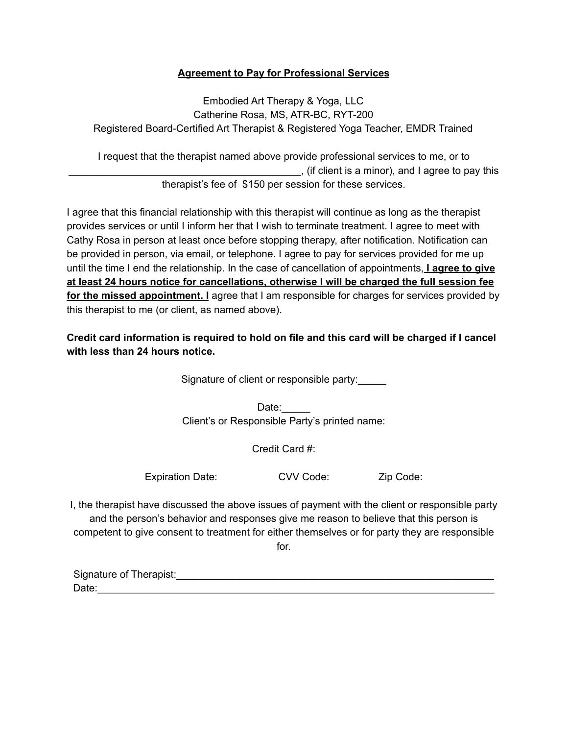**Agreement to Pay for Professional Services**

Embodied Art Therapy & Yoga, LLC
Catherine Rosa, MS, ATR-BC, RYT-200
Registered Board-Certified Art Therapist & Registered Yoga Teacher, EMDR Trained

I request that the therapist named above provide professional services to me, or to _________________________________________, (if client is a minor), and I agree to pay this therapist's fee of $150 per session for these services.

I agree that this financial relationship with this therapist will continue as long as the therapist provides services or until I inform her that I wish to terminate treatment. I agree to meet with Cathy Rosa in person at least once before stopping therapy, after notification. Notification can be provided in person, via email, or telephone. I agree to pay for services provided for me up until the time I end the relationship. In the case of cancellation of appointments, **I agree to give at least 24 hours notice for cancellations, otherwise I will be charged the full session fee for the missed appointment. I** agree that I am responsible for charges for services provided by this therapist to me (or client, as named above).

**Credit card information is required to hold on file and this card will be charged if I cancel with less than 24 hours notice.**

Signature of client or responsible party:_____

Date:_____

Client's or Responsible Party's printed name:

Credit Card #:

Expiration Date: CVV Code: Zip Code:

I, the therapist have discussed the above issues of payment with the client or responsible party and the person's behavior and responses give me reason to believe that this person is competent to give consent to treatment for either themselves or for party they are responsible for.

Signature of Therapist:___________________________________________________________

Date:_____________________________________________________________________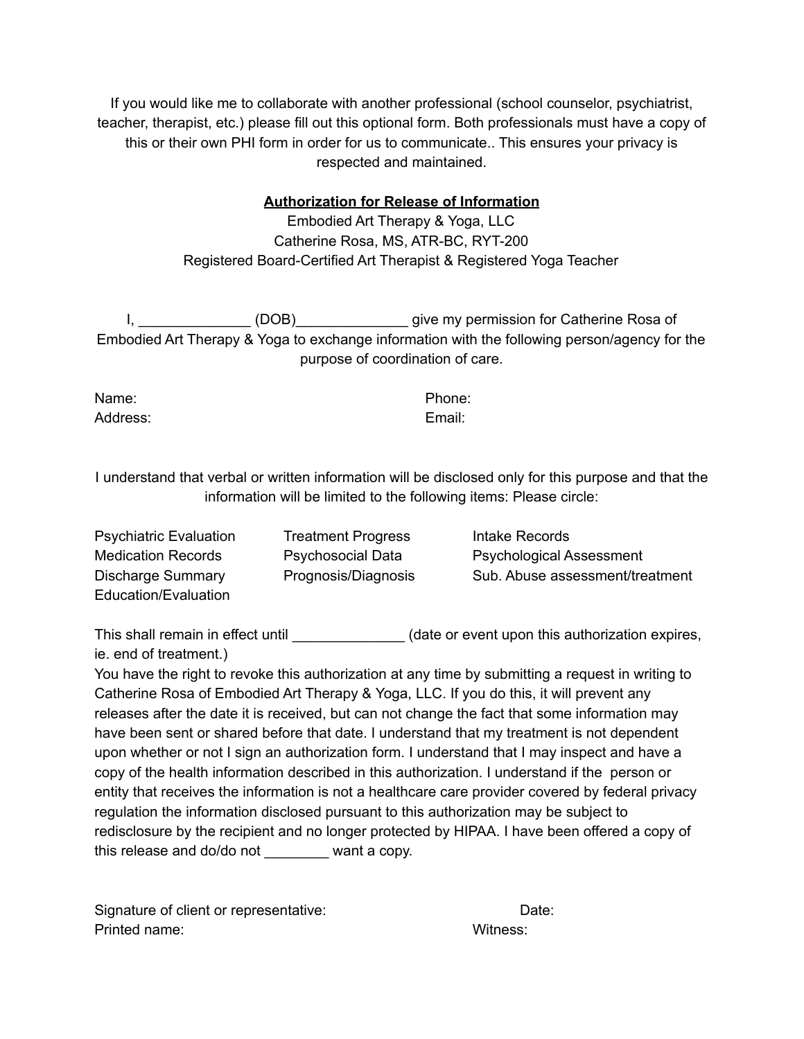If you would like me to collaborate with another professional (school counselor, psychiatrist, teacher, therapist, etc.) please fill out this optional form. Both professionals must have a copy of this or their own PHI form in order for us to communicate.. This ensures your privacy is respected and maintained.

## **Authorization for Release of Information**

Embodied Art Therapy & Yoga, LLC
Catherine Rosa, MS, ATR-BC, RYT-200
Registered Board-Certified Art Therapist & Registered Yoga Teacher

I, ______________ (DOB)______________ give my permission for Catherine Rosa of Embodied Art Therapy & Yoga to exchange information with the following person/agency for the purpose of coordination of care.

Name:
Address:
Phone:
Email:

I understand that verbal or written information will be disclosed only for this purpose and that the information will be limited to the following items: Please circle:

| | | |
|---|---|---|
| Psychiatric Evaluation | Treatment Progress | Intake Records |
| Medication Records | Psychosocial Data | Psychological Assessment |
| Discharge Summary | Prognosis/Diagnosis | Sub. Abuse assessment/treatment |
| Education/Evaluation | | |

This shall remain in effect until ______________ (date or event upon this authorization expires, ie. end of treatment.)

You have the right to revoke this authorization at any time by submitting a request in writing to Catherine Rosa of Embodied Art Therapy & Yoga, LLC. If you do this, it will prevent any releases after the date it is received, but can not change the fact that some information may have been sent or shared before that date. I understand that my treatment is not dependent upon whether or not I sign an authorization form. I understand that I may inspect and have a copy of the health information described in this authorization. I understand if the person or entity that receives the information is not a healthcare care provider covered by federal privacy regulation the information disclosed pursuant to this authorization may be subject to redisclosure by the recipient and no longer protected by HIPAA. I have been offered a copy of this release and do/do not ________ want a copy.

Signature of client or representative:
Date:
Printed name:
Witness: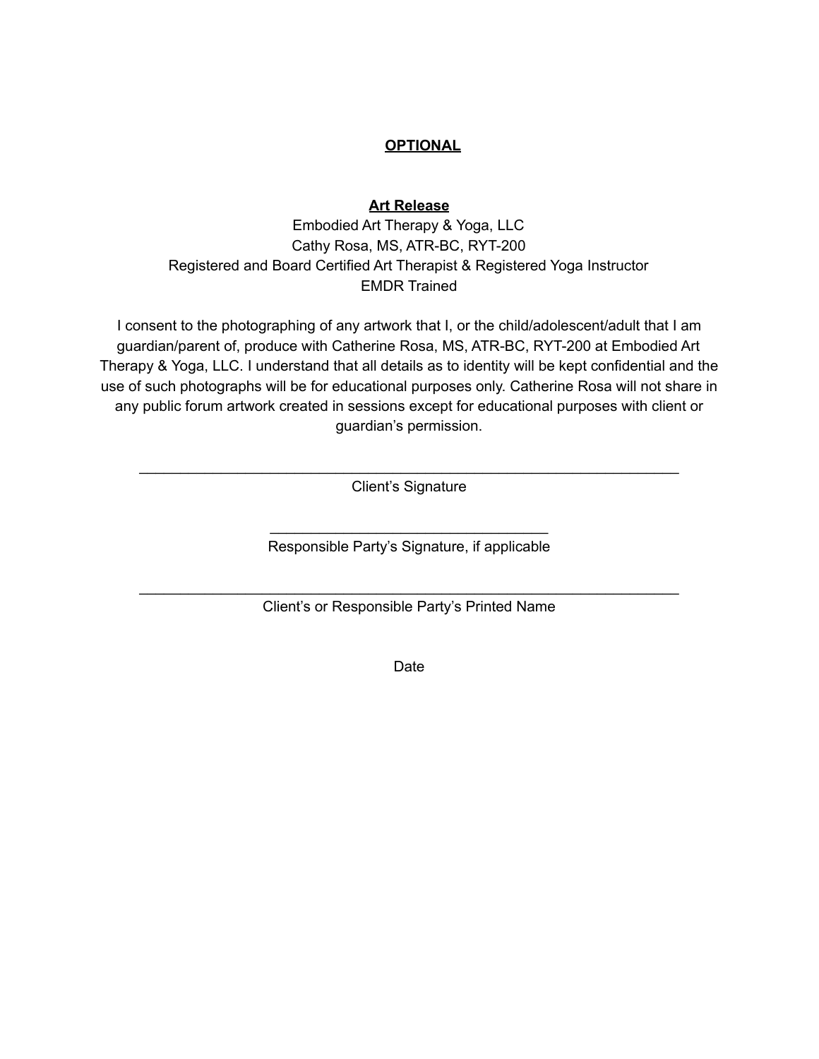**OPTIONAL**

**Art Release**

Embodied Art Therapy & Yoga, LLC
Cathy Rosa, MS, ATR-BC, RYT-200
Registered and Board Certified Art Therapist & Registered Yoga Instructor
EMDR Trained

I consent to the photographing of any artwork that I, or the child/adolescent/adult that I am guardian/parent of, produce with Catherine Rosa, MS, ATR-BC, RYT-200 at Embodied Art Therapy & Yoga, LLC. I understand that all details as to identity will be kept confidential and the use of such photographs will be for educational purposes only. Catherine Rosa will not share in any public forum artwork created in sessions except for educational purposes with client or guardian's permission.

\_\_\_\_\_\_\_\_\_\_\_\_\_\_\_\_\_\_\_\_\_\_\_\_\_\_\_\_\_\_\_\_\_\_\_\_\_\_\_\_\_\_\_\_\_\_\_\_\_\_\_\_\_\_\_\_\_\_\_\_\_\_\_\_
Client's Signature

\_\_\_\_\_\_\_\_\_\_\_\_\_\_\_\_\_\_\_\_\_\_\_\_\_\_\_\_\_\_\_\_\_\_\_\_
Responsible Party's Signature, if applicable

\_\_\_\_\_\_\_\_\_\_\_\_\_\_\_\_\_\_\_\_\_\_\_\_\_\_\_\_\_\_\_\_\_\_\_\_\_\_\_\_\_\_\_\_\_\_\_\_\_\_\_\_\_\_\_\_\_\_\_\_\_\_\_\_
Client's or Responsible Party's Printed Name

Date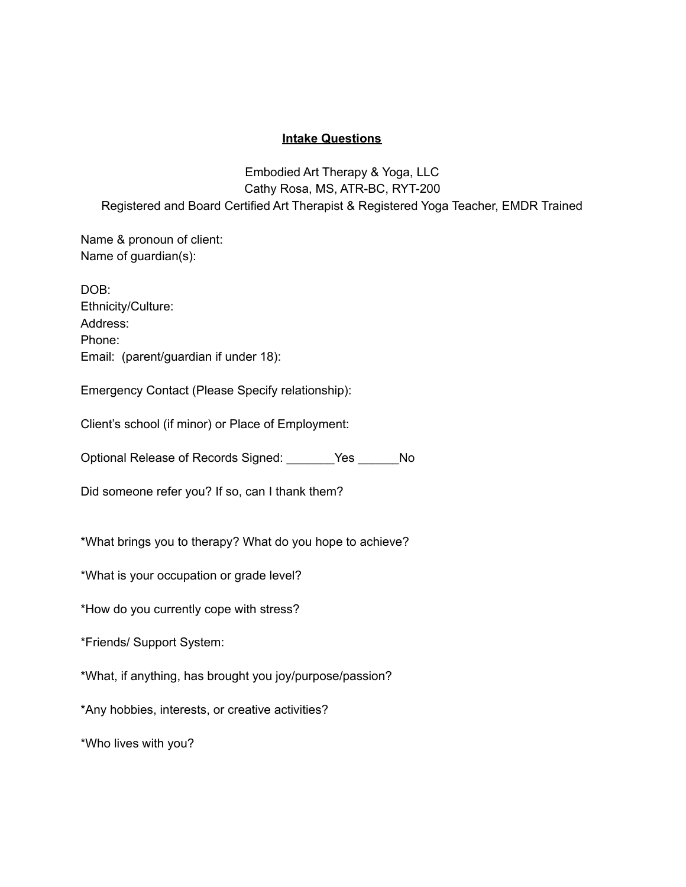**Intake Questions**

Embodied Art Therapy & Yoga, LLC
Cathy Rosa, MS, ATR-BC, RYT-200
Registered and Board Certified Art Therapist & Registered Yoga Teacher, EMDR Trained

Name & pronoun of client:
Name of guardian(s):

DOB:
Ethnicity/Culture:
Address:
Phone:
Email: (parent/guardian if under 18):

Emergency Contact (Please Specify relationship):

Client's school (if minor) or Place of Employment:

Optional Release of Records Signed: _______Yes ______No

Did someone refer you? If so, can I thank them?

*What brings you to therapy? What do you hope to achieve?

*What is your occupation or grade level?

*How do you currently cope with stress?

*Friends/ Support System:

*What, if anything, has brought you joy/purpose/passion?

*Any hobbies, interests, or creative activities?

*Who lives with you?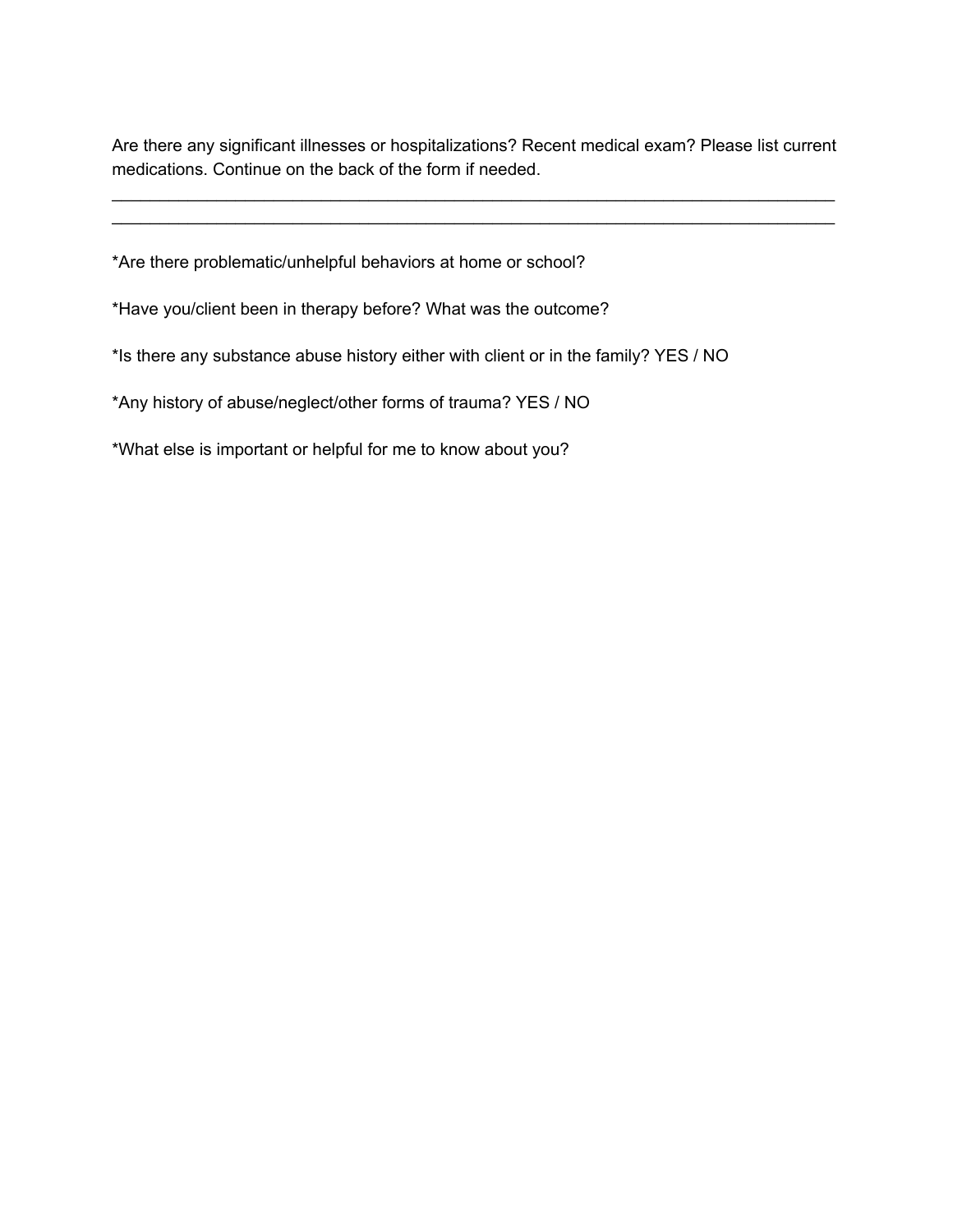Are there any significant illnesses or hospitalizations? Recent medical exam? Please list current medications. Continue on the back of the form if needed.

______________________________________________________________________________
______________________________________________________________________________

*Are there problematic/unhelpful behaviors at home or school?

*Have you/client been in therapy before? What was the outcome?

*Is there any substance abuse history either with client or in the family? YES / NO

*Any history of abuse/neglect/other forms of trauma? YES / NO

*What else is important or helpful for me to know about you?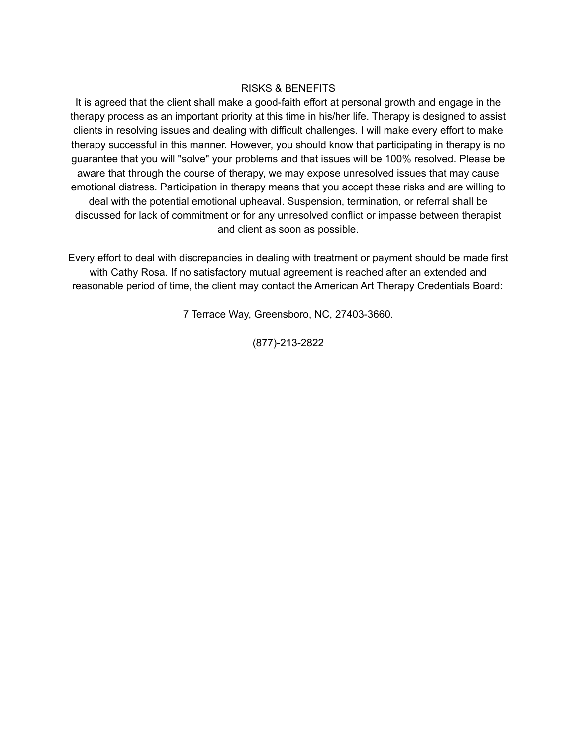## RISKS & BENEFITS

It is agreed that the client shall make a good-faith effort at personal growth and engage in the therapy process as an important priority at this time in his/her life. Therapy is designed to assist clients in resolving issues and dealing with difficult challenges. I will make every effort to make therapy successful in this manner. However, you should know that participating in therapy is no guarantee that you will "solve" your problems and that issues will be 100% resolved. Please be aware that through the course of therapy, we may expose unresolved issues that may cause emotional distress. Participation in therapy means that you accept these risks and are willing to deal with the potential emotional upheaval. Suspension, termination, or referral shall be discussed for lack of commitment or for any unresolved conflict or impasse between therapist and client as soon as possible.

Every effort to deal with discrepancies in dealing with treatment or payment should be made first with Cathy Rosa. If no satisfactory mutual agreement is reached after an extended and reasonable period of time, the client may contact the American Art Therapy Credentials Board:

7 Terrace Way, Greensboro, NC, 27403-3660.

(877)-213-2822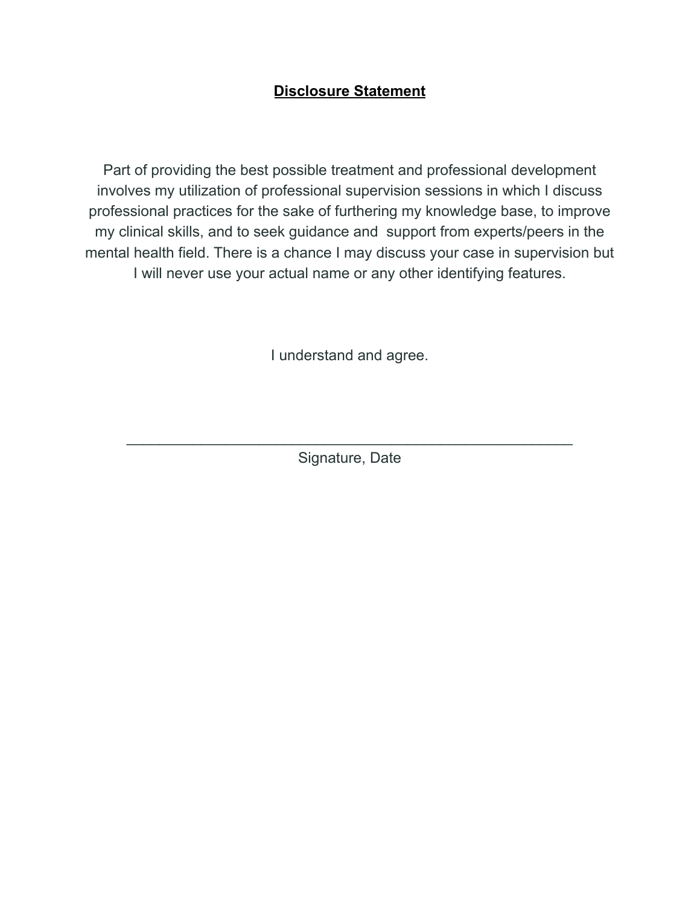## **Disclosure Statement**

Part of providing the best possible treatment and professional development involves my utilization of professional supervision sessions in which I discuss professional practices for the sake of furthering my knowledge base, to improve my clinical skills, and to seek guidance and support from experts/peers in the mental health field. There is a chance I may discuss your case in supervision but I will never use your actual name or any other identifying features.

I understand and agree.

\_\_\_\_\_\_\_\_\_\_\_\_\_\_\_\_\_\_\_\_\_\_\_\_\_\_\_\_\_\_\_\_\_\_\_\_\_\_\_\_\_\_\_\_\_\_\_\_\_\_\_\_\_\_

Signature, Date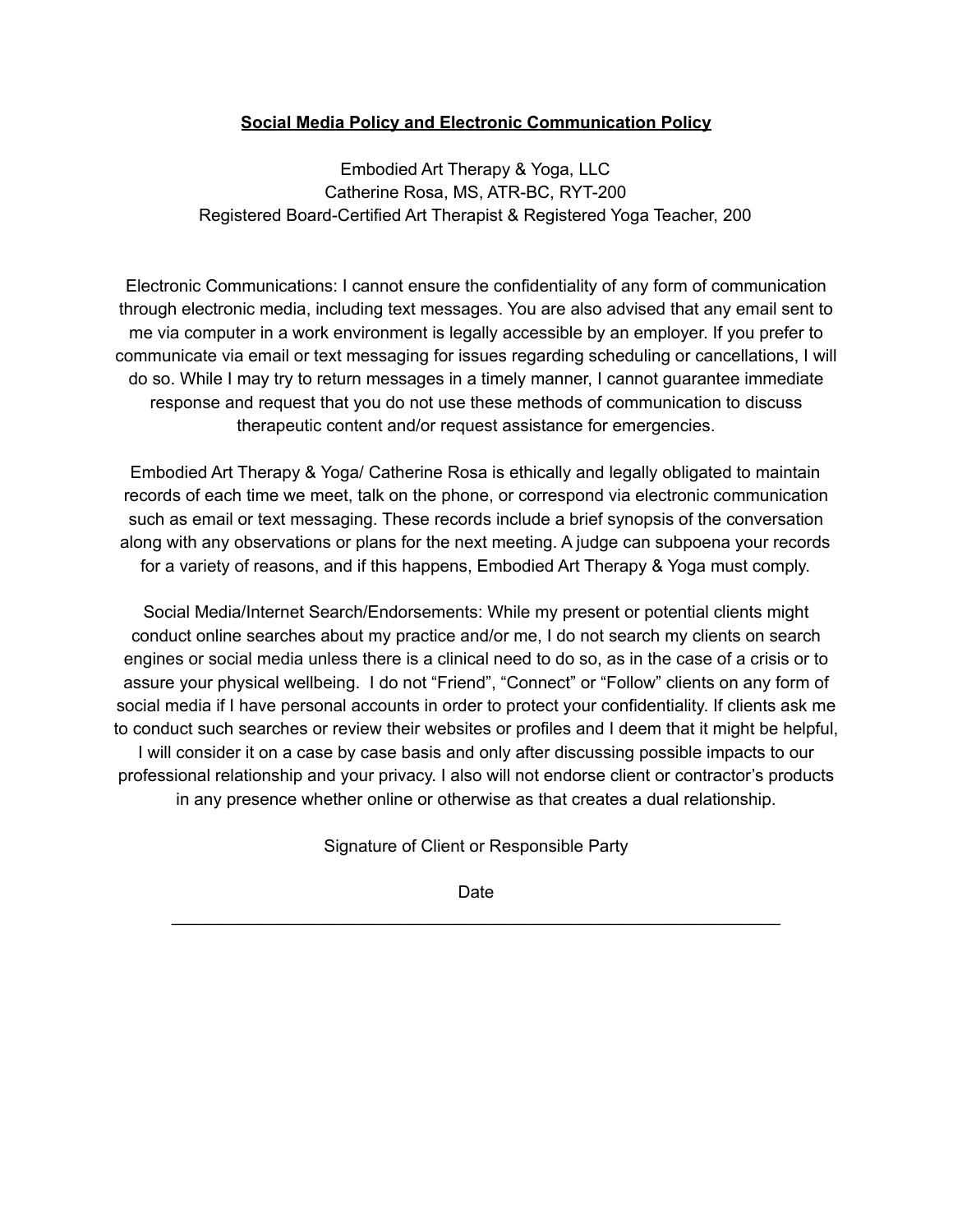**Social Media Policy and Electronic Communication Policy**

Embodied Art Therapy & Yoga, LLC
Catherine Rosa, MS, ATR-BC, RYT-200
Registered Board-Certified Art Therapist & Registered Yoga Teacher, 200

Electronic Communications: I cannot ensure the confidentiality of any form of communication through electronic media, including text messages. You are also advised that any email sent to me via computer in a work environment is legally accessible by an employer. If you prefer to communicate via email or text messaging for issues regarding scheduling or cancellations, I will do so. While I may try to return messages in a timely manner, I cannot guarantee immediate response and request that you do not use these methods of communication to discuss therapeutic content and/or request assistance for emergencies.

Embodied Art Therapy & Yoga/ Catherine Rosa is ethically and legally obligated to maintain records of each time we meet, talk on the phone, or correspond via electronic communication such as email or text messaging. These records include a brief synopsis of the conversation along with any observations or plans for the next meeting. A judge can subpoena your records for a variety of reasons, and if this happens, Embodied Art Therapy & Yoga must comply.

Social Media/Internet Search/Endorsements: While my present or potential clients might conduct online searches about my practice and/or me, I do not search my clients on search engines or social media unless there is a clinical need to do so, as in the case of a crisis or to assure your physical wellbeing. I do not "Friend", "Connect" or "Follow" clients on any form of social media if I have personal accounts in order to protect your confidentiality. If clients ask me to conduct such searches or review their websites or profiles and I deem that it might be helpful, I will consider it on a case by case basis and only after discussing possible impacts to our professional relationship and your privacy. I also will not endorse client or contractor's products in any presence whether online or otherwise as that creates a dual relationship.

Signature of Client or Responsible Party

Date
___________________________________________________________________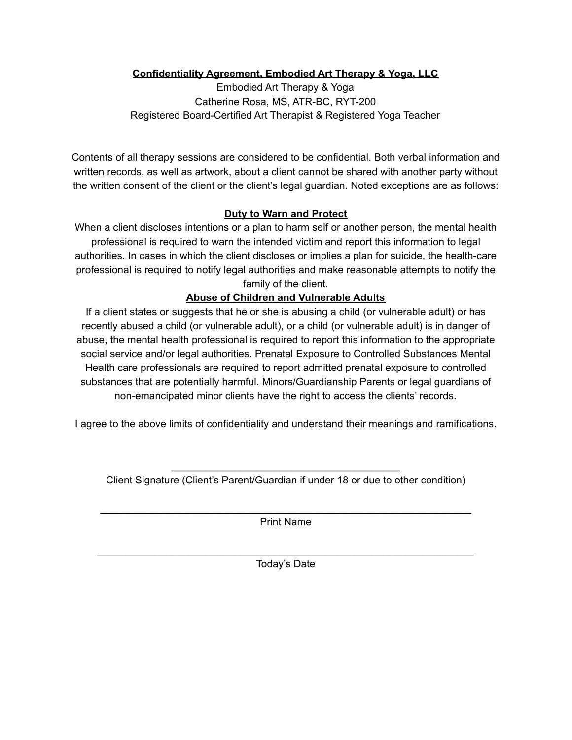**Confidentiality Agreement, Embodied Art Therapy & Yoga, LLC**

Embodied Art Therapy & Yoga
Catherine Rosa, MS, ATR-BC, RYT-200
Registered Board-Certified Art Therapist & Registered Yoga Teacher

Contents of all therapy sessions are considered to be confidential. Both verbal information and written records, as well as artwork, about a client cannot be shared with another party without the written consent of the client or the client's legal guardian. Noted exceptions are as follows:

**Duty to Warn and Protect**

When a client discloses intentions or a plan to harm self or another person, the mental health professional is required to warn the intended victim and report this information to legal authorities. In cases in which the client discloses or implies a plan for suicide, the health-care professional is required to notify legal authorities and make reasonable attempts to notify the family of the client.

**Abuse of Children and Vulnerable Adults**

If a client states or suggests that he or she is abusing a child (or vulnerable adult) or has recently abused a child (or vulnerable adult), or a child (or vulnerable adult) is in danger of abuse, the mental health professional is required to report this information to the appropriate social service and/or legal authorities. Prenatal Exposure to Controlled Substances Mental Health care professionals are required to report admitted prenatal exposure to controlled substances that are potentially harmful. Minors/Guardianship Parents or legal guardians of non-emancipated minor clients have the right to access the clients' records.

I agree to the above limits of confidentiality and understand their meanings and ramifications.

\_\_\_\_\_\_\_\_\_\_\_\_\_\_\_\_\_\_\_\_\_\_\_\_\_\_\_\_\_\_\_\_\_\_\_\_\_\_\_\_
Client Signature (Client's Parent/Guardian if under 18 or due to other condition)

\_\_\_\_\_\_\_\_\_\_\_\_\_\_\_\_\_\_\_\_\_\_\_\_\_\_\_\_\_\_\_\_\_\_\_\_\_\_\_\_\_\_\_\_\_\_\_\_\_\_\_\_\_\_\_\_\_\_\_\_\_\_\_\_
Print Name

\_\_\_\_\_\_\_\_\_\_\_\_\_\_\_\_\_\_\_\_\_\_\_\_\_\_\_\_\_\_\_\_\_\_\_\_\_\_\_\_\_\_\_\_\_\_\_\_\_\_\_\_\_\_\_\_\_\_\_\_\_\_\_\_
Today's Date